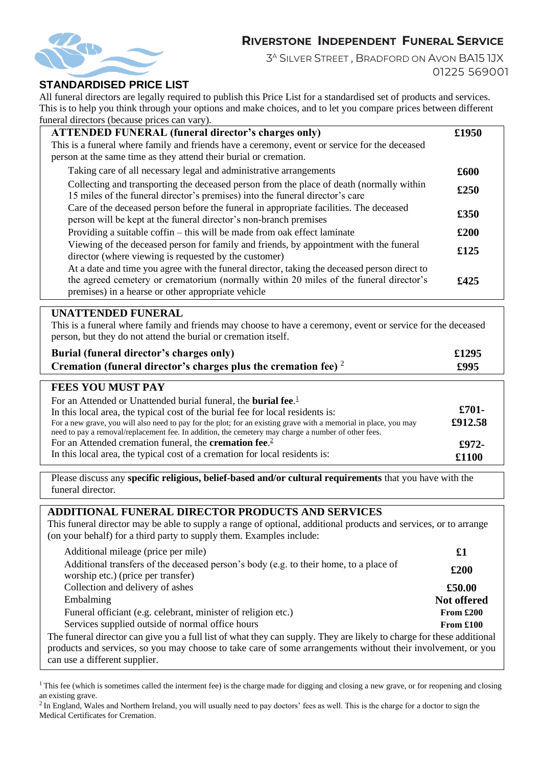# Riverstone Independent Funeral Service

3[A] Silver Street, Bradford on Avon BA15 1JX
01225 569001

## STANDARDISED PRICE LIST

All funeral directors are legally required to publish this Price List for a standardised set of products and services. This is to help you think through your options and make choices, and to let you compare prices between different funeral directors (because prices can vary).

| **ATTENDED FUNERAL (funeral director's charges only)** | **£1950** |
|---|---|
| This is a funeral where family and friends have a ceremony, event or service for the deceased person at the same time as they attend their burial or cremation. | |
| Taking care of all necessary legal and administrative arrangements | **£600** |
| Collecting and transporting the deceased person from the place of death (normally within 15 miles of the funeral director's premises) into the funeral director's care | **£250** |
| Care of the deceased person before the funeral in appropriate facilities. The deceased person will be kept at the funeral director's non-branch premises | **£350** |
| Providing a suitable coffin – this will be made from oak effect laminate | **£200** |
| Viewing of the deceased person for family and friends, by appointment with the funeral director (where viewing is requested by the customer) | **£125** |
| At a date and time you agree with the funeral director, taking the deceased person direct to the agreed cemetery or crematorium (normally within 20 miles of the funeral director's premises) in a hearse or other appropriate vehicle | **£425** |

### UNATTENDED FUNERAL

This is a funeral where family and friends may choose to have a ceremony, event or service for the deceased person, but they do not attend the burial or cremation itself.

| | |
|---|---|
| **Burial (funeral director's charges only)** | **£1295** |
| **Cremation (funeral director's charges plus the cremation fee)** [2] | **£995** |

### FEES YOU MUST PAY

| | |
|---|---|
| For an Attended or Unattended burial funeral, the **burial fee**.[1] In this local area, the typical cost of the burial fee for local residents is: For a new grave, you will also need to pay for the plot; for an existing grave with a memorial in place, you may need to pay a removal/replacement fee. In addition, the cemetery may charge a number of other fees. | **£701-£912.58** |
| For an Attended cremation funeral, the **cremation fee**.[2] In this local area, the typical cost of a cremation for local residents is: | **£972-£1100** |

Please discuss any **specific religious, belief-based and/or cultural requirements** that you have with the funeral director.

### ADDITIONAL FUNERAL DIRECTOR PRODUCTS AND SERVICES

This funeral director may be able to supply a range of optional, additional products and services, or to arrange (on your behalf) for a third party to supply them. Examples include:

| | |
|---|---|
| Additional mileage (price per mile) | **£1** |
| Additional transfers of the deceased person's body (e.g. to their home, to a place of worship etc.) (price per transfer) | **£200** |
| Collection and delivery of ashes | **£50.00** |
| Embalming | **Not offered** |
| Funeral officiant (e.g. celebrant, minister of religion etc.) | **From £200** |
| Services supplied outside of normal office hours | **From £100** |

The funeral director can give you a full list of what they can supply. They are likely to charge for these additional products and services, so you may choose to take care of some arrangements without their involvement, or you can use a different supplier.

[1] This fee (which is sometimes called the interment fee) is the charge made for digging and closing a new grave, or for reopening and closing an existing grave.

[2] In England, Wales and Northern Ireland, you will usually need to pay doctors' fees as well. This is the charge for a doctor to sign the Medical Certificates for Cremation.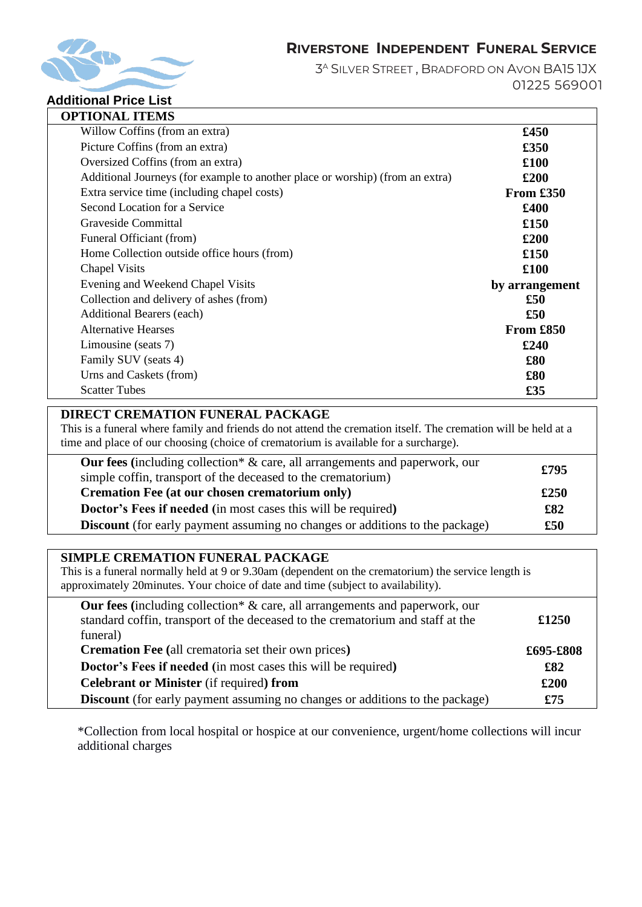# Riverstone Independent Funeral Service

3A Silver Street , Bradford on Avon BA15 1JX
01225 569001

## Additional Price List

| OPTIONAL ITEMS | |
|---|---|
| Willow Coffins (from an extra) | **£450** |
| Picture Coffins (from an extra) | **£350** |
| Oversized Coffins (from an extra) | **£100** |
| Additional Journeys (for example to another place or worship) (from an extra) | **£200** |
| Extra service time (including chapel costs) | **From £350** |
| Second Location for a Service | **£400** |
| Graveside Committal | **£150** |
| Funeral Officiant (from) | **£200** |
| Home Collection outside office hours (from) | **£150** |
| Chapel Visits | **£100** |
| Evening and Weekend Chapel Visits | **by arrangement** |
| Collection and delivery of ashes (from) | **£50** |
| Additional Bearers (each) | **£50** |
| Alternative Hearses | **From £850** |
| Limousine (seats 7) | **£240** |
| Family SUV (seats 4) | **£80** |
| Urns and Caskets (from) | **£80** |
| Scatter Tubes | **£35** |

### DIRECT CREMATION FUNERAL PACKAGE

This is a funeral where family and friends do not attend the cremation itself. The cremation will be held at a time and place of our choosing (choice of crematorium is available for a surcharge).

| | |
|---|---|
| **Our fees (**including collection* & care, all arrangements and paperwork, our simple coffin, transport of the deceased to the crematorium) | **£795** |
| **Cremation Fee (at our chosen crematorium only)** | **£250** |
| **Doctor's Fees if needed** (in most cases this will be required**)** | **£82** |
| **Discount** (for early payment assuming no changes or additions to the package) | **£50** |

### SIMPLE CREMATION FUNERAL PACKAGE

This is a funeral normally held at 9 or 9.30am (dependent on the crematorium) the service length is approximately 20minutes. Your choice of date and time (subject to availability).

| | |
|---|---|
| **Our fees (**including collection* & care, all arrangements and paperwork, our standard coffin, transport of the deceased to the crematorium and staff at the funeral) | **£1250** |
| **Cremation Fee (**all crematoria set their own prices**)** | **£695-£808** |
| **Doctor's Fees if needed (**in most cases this will be required**)** | **£82** |
| **Celebrant or Minister** (if required**) from** | **£200** |
| **Discount** (for early payment assuming no changes or additions to the package) | **£75** |

*Collection from local hospital or hospice at our convenience, urgent/home collections will incur additional charges